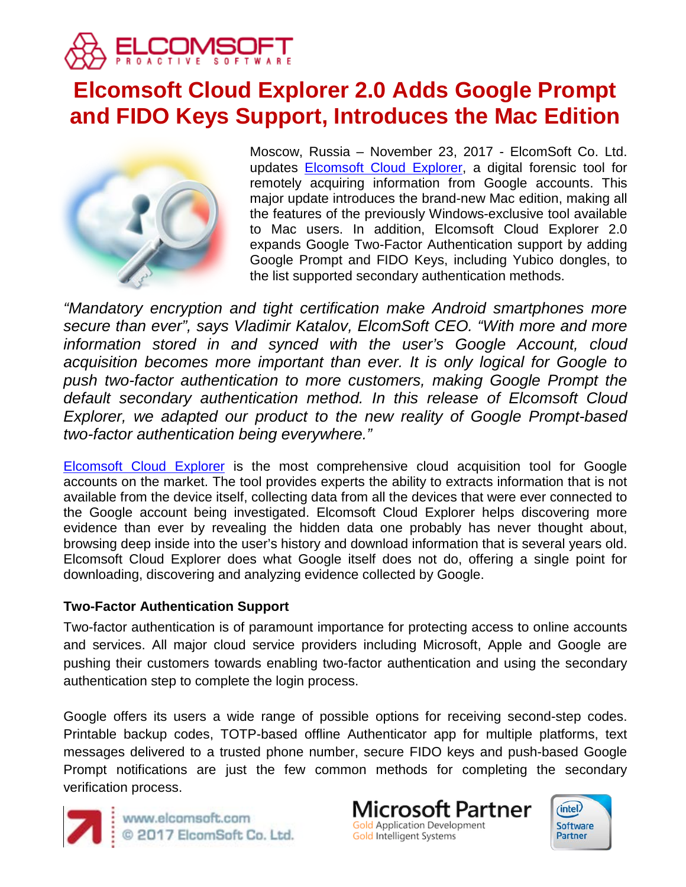# Elcomsoft Cloud Explorer 2.0 Adds Google Prompt and FIDO Keys Support, Introduces the Mac Edition

Moscow, Russia – November 23, 2017 - ElcomSoft Co. Ltd. updates Elcomsoft Cloud Explorer, a digital forensic tool for remotely acquiring information from Google accounts. This major update introduces the brand-new Mac edition, making all the features of the previously Windows-exclusive tool available to Mac users. In addition, Elcomsoft Cloud Explorer 2.0 expands Google Two-Factor Authentication support by adding Google Prompt and FIDO Keys, including Yubico dongles, to the list supported secondary authentication methods.

*"Mandatory encryption and tight certification make Android smartphones more secure than ever", says Vladimir Katalov, ElcomSoft CEO. "With more and more information stored in and synced with the user's Google Account, cloud acquisition becomes more important than ever. It is only logical for Google to push two-factor authentication to more customers, making Google Prompt the default secondary authentication method. In this release of Elcomsoft Cloud Explorer, we adapted our product to the new reality of Google Prompt-based two-factor authentication being everywhere."*

Elcomsoft Cloud Explorer is the most comprehensive cloud acquisition tool for Google accounts on the market. The tool provides experts the ability to extracts information that is not available from the device itself, collecting data from all the devices that were ever connected to the Google account being investigated. Elcomsoft Cloud Explorer helps discovering more evidence than ever by revealing the hidden data one probably has never thought about, browsing deep inside into the user's history and download information that is several years old. Elcomsoft Cloud Explorer does what Google itself does not do, offering a single point for downloading, discovering and analyzing evidence collected by Google.

### Two-Factor Authentication Support

Two-factor authentication is of paramount importance for protecting access to online accounts and services. All major cloud service providers including Microsoft, Apple and Google are pushing their customers towards enabling two-factor authentication and using the secondary authentication step to complete the login process.

Google offers its users a wide range of possible options for receiving second-step codes. Printable backup codes, TOTP-based offline Authenticator app for multiple platforms, text messages delivered to a trusted phone number, secure FIDO keys and push-based Google Prompt notifications are just the few common methods for completing the secondary verification process.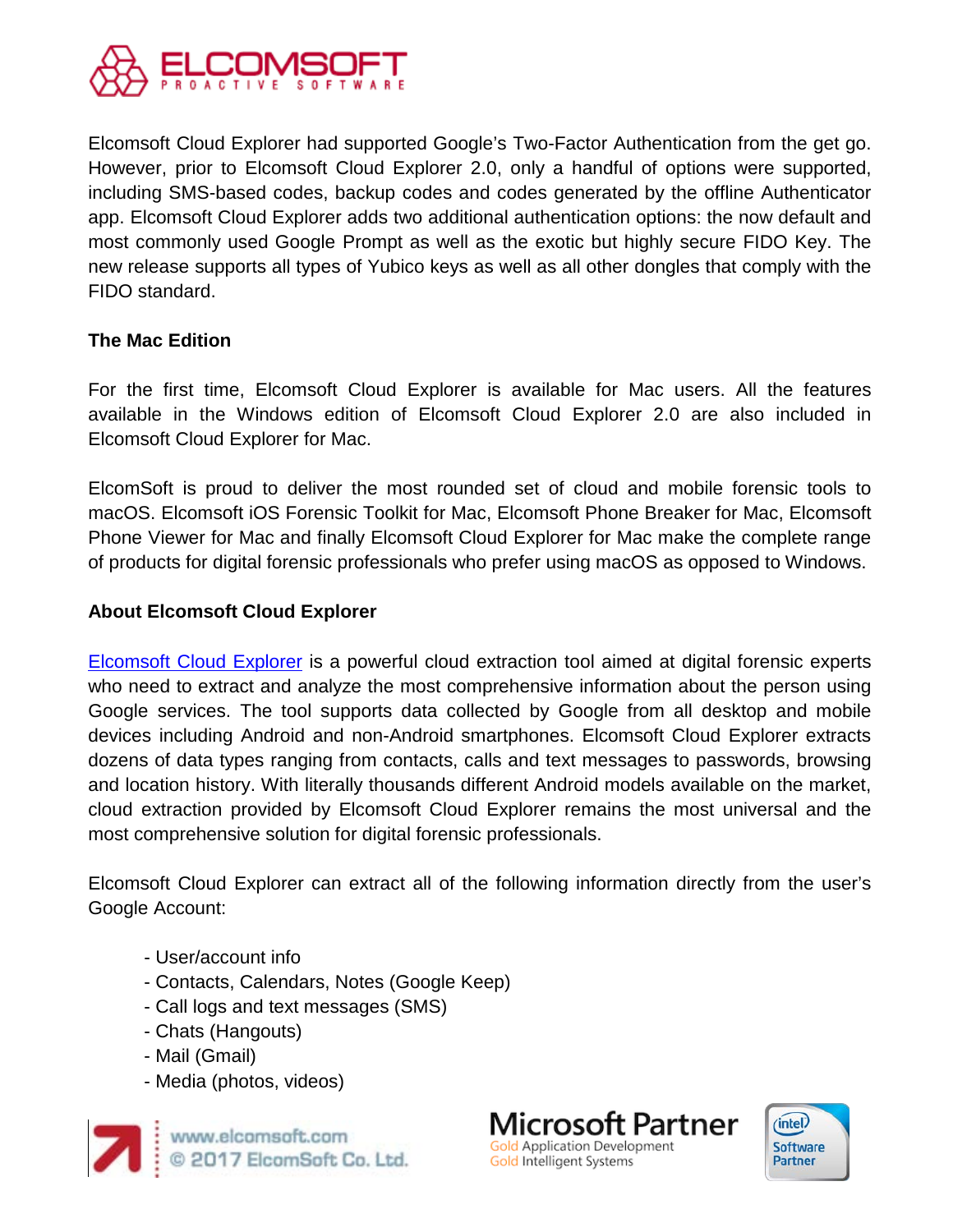Elcomsoft Cloud Explorer had supported Google's Two-Factor Authentication from the get go. However, prior to Elcomsoft Cloud Explorer 2.0, only a handful of options were supported, including SMS-based codes, backup codes and codes generated by the offline Authenticator app. Elcomsoft Cloud Explorer adds two additional authentication options: the now default and most commonly used Google Prompt as well as the exotic but highly secure FIDO Key. The new release supports all types of Yubico keys as well as all other dongles that comply with the FIDO standard.

**The Mac Edition**

For the first time, Elcomsoft Cloud Explorer is available for Mac users. All the features available in the Windows edition of Elcomsoft Cloud Explorer 2.0 are also included in Elcomsoft Cloud Explorer for Mac.

ElcomSoft is proud to deliver the most rounded set of cloud and mobile forensic tools to macOS. Elcomsoft iOS Forensic Toolkit for Mac, Elcomsoft Phone Breaker for Mac, Elcomsoft Phone Viewer for Mac and finally Elcomsoft Cloud Explorer for Mac make the complete range of products for digital forensic professionals who prefer using macOS as opposed to Windows.

**About Elcomsoft Cloud Explorer**

Elcomsoft Cloud Explorer is a powerful cloud extraction tool aimed at digital forensic experts who need to extract and analyze the most comprehensive information about the person using Google services. The tool supports data collected by Google from all desktop and mobile devices including Android and non-Android smartphones. Elcomsoft Cloud Explorer extracts dozens of data types ranging from contacts, calls and text messages to passwords, browsing and location history. With literally thousands different Android models available on the market, cloud extraction provided by Elcomsoft Cloud Explorer remains the most universal and the most comprehensive solution for digital forensic professionals.

Elcomsoft Cloud Explorer can extract all of the following information directly from the user's Google Account:

- User/account info
- Contacts, Calendars, Notes (Google Keep)
- Call logs and text messages (SMS)
- Chats (Hangouts)
- Mail (Gmail)
- Media (photos, videos)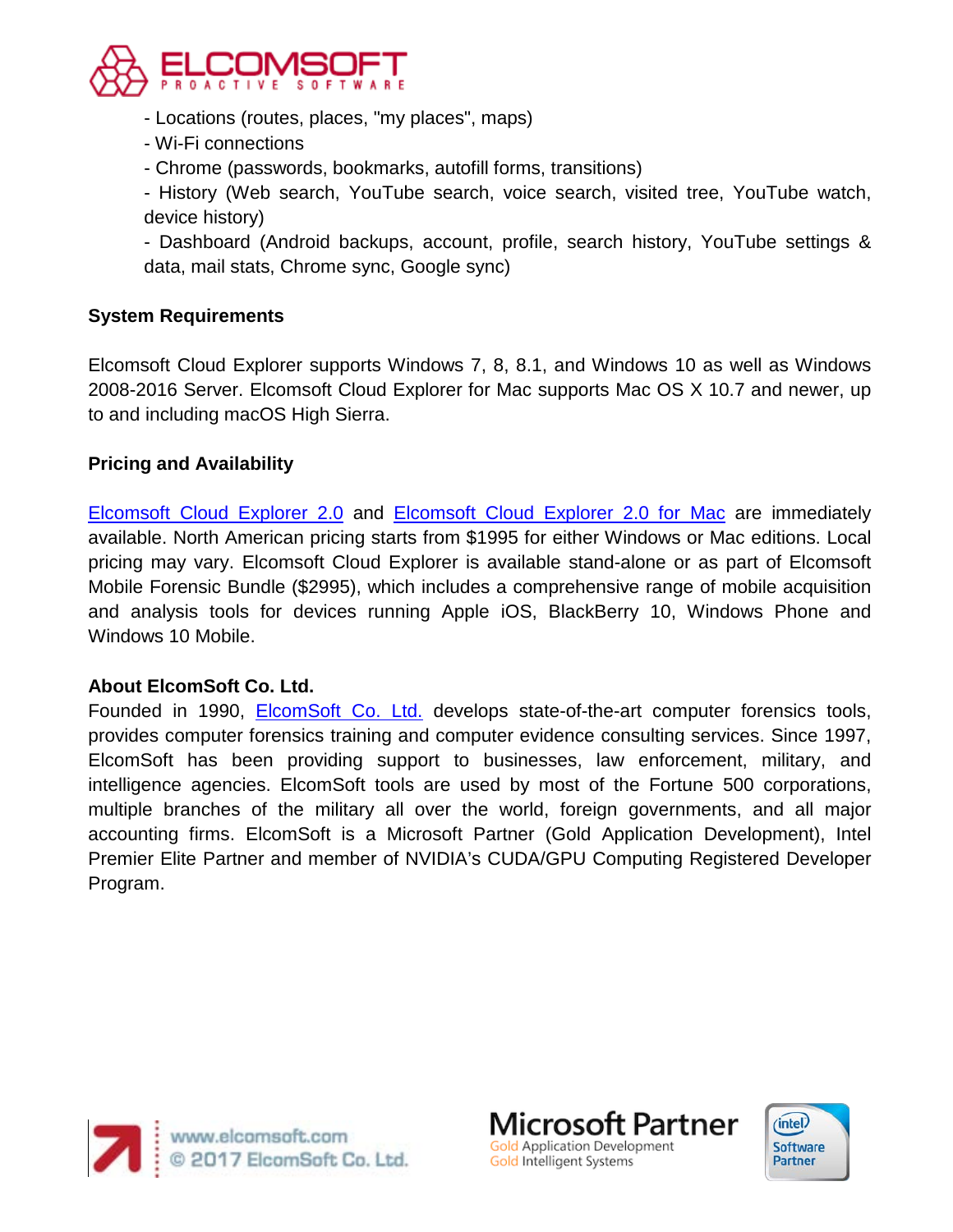- Locations (routes, places, "my places", maps)
- Wi-Fi connections
- Chrome (passwords, bookmarks, autofill forms, transitions)
- History (Web search, YouTube search, voice search, visited tree, YouTube watch, device history)
- Dashboard (Android backups, account, profile, search history, YouTube settings & data, mail stats, Chrome sync, Google sync)

**System Requirements**

Elcomsoft Cloud Explorer supports Windows 7, 8, 8.1, and Windows 10 as well as Windows 2008-2016 Server. Elcomsoft Cloud Explorer for Mac supports Mac OS X 10.7 and newer, up to and including macOS High Sierra.

**Pricing and Availability**

Elcomsoft Cloud Explorer 2.0 and Elcomsoft Cloud Explorer 2.0 for Mac are immediately available. North American pricing starts from $1995 for either Windows or Mac editions. Local pricing may vary. Elcomsoft Cloud Explorer is available stand-alone or as part of Elcomsoft Mobile Forensic Bundle ($2995), which includes a comprehensive range of mobile acquisition and analysis tools for devices running Apple iOS, BlackBerry 10, Windows Phone and Windows 10 Mobile.

**About ElcomSoft Co. Ltd.**

Founded in 1990, ElcomSoft Co. Ltd. develops state-of-the-art computer forensics tools, provides computer forensics training and computer evidence consulting services. Since 1997, ElcomSoft has been providing support to businesses, law enforcement, military, and intelligence agencies. ElcomSoft tools are used by most of the Fortune 500 corporations, multiple branches of the military all over the world, foreign governments, and all major accounting firms. ElcomSoft is a Microsoft Partner (Gold Application Development), Intel Premier Elite Partner and member of NVIDIA's CUDA/GPU Computing Registered Developer Program.